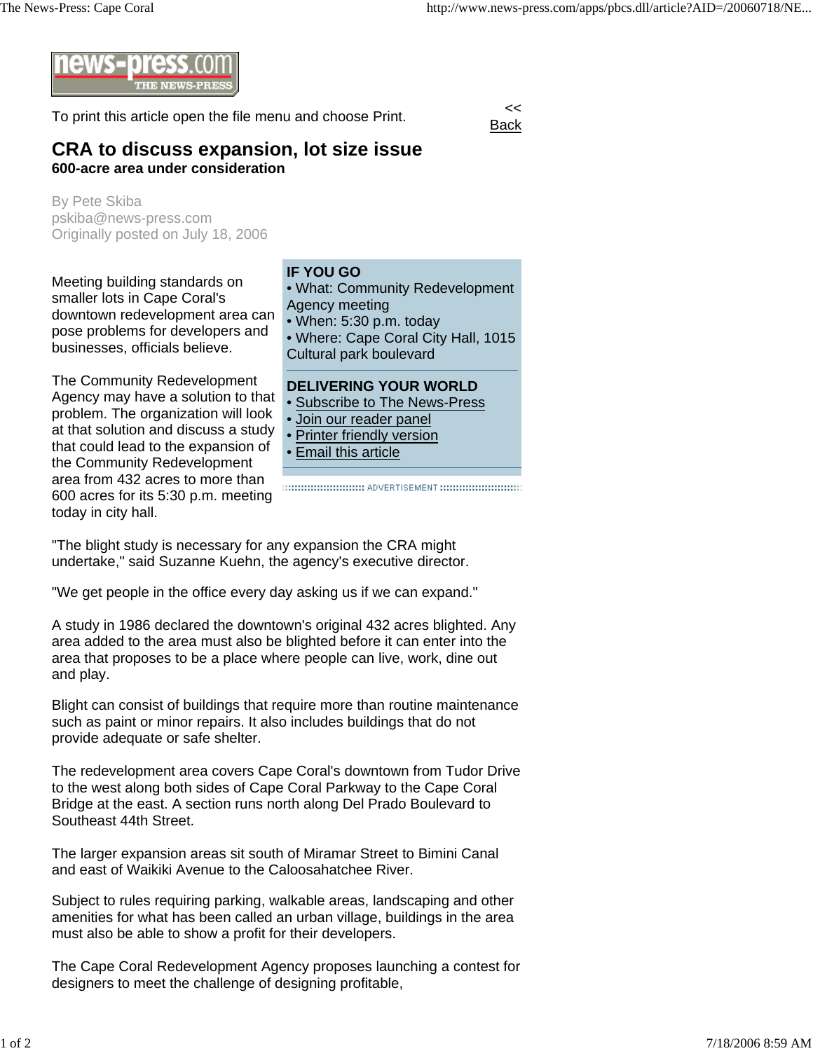news-press.com THE NEWS-PRESS

To print this article open the file menu and choose Print.

<< Back

# CRA to discuss expansion, lot size issue

**600-acre area under consideration**

By Pete Skiba
pskiba@news-press.com
Originally posted on July 18, 2006

**IF YOU GO**

- What: Community Redevelopment Agency meeting
- When: 5:30 p.m. today
- Where: Cape Coral City Hall, 1015 Cultural park boulevard

**DELIVERING YOUR WORLD**

- Subscribe to The News-Press
- Join our reader panel
- Printer friendly version
- Email this article

ADVERTISEMENT

Meeting building standards on smaller lots in Cape Coral's downtown redevelopment area can pose problems for developers and businesses, officials believe.

The Community Redevelopment Agency may have a solution to that problem. The organization will look at that solution and discuss a study that could lead to the expansion of the Community Redevelopment area from 432 acres to more than 600 acres for its 5:30 p.m. meeting today in city hall.

"The blight study is necessary for any expansion the CRA might undertake," said Suzanne Kuehn, the agency's executive director.

"We get people in the office every day asking us if we can expand."

A study in 1986 declared the downtown's original 432 acres blighted. Any area added to the area must also be blighted before it can enter into the area that proposes to be a place where people can live, work, dine out and play.

Blight can consist of buildings that require more than routine maintenance such as paint or minor repairs. It also includes buildings that do not provide adequate or safe shelter.

The redevelopment area covers Cape Coral's downtown from Tudor Drive to the west along both sides of Cape Coral Parkway to the Cape Coral Bridge at the east. A section runs north along Del Prado Boulevard to Southeast 44th Street.

The larger expansion areas sit south of Miramar Street to Bimini Canal and east of Waikiki Avenue to the Caloosahatchee River.

Subject to rules requiring parking, walkable areas, landscaping and other amenities for what has been called an urban village, buildings in the area must also be able to show a profit for their developers.

The Cape Coral Redevelopment Agency proposes launching a contest for designers to meet the challenge of designing profitable,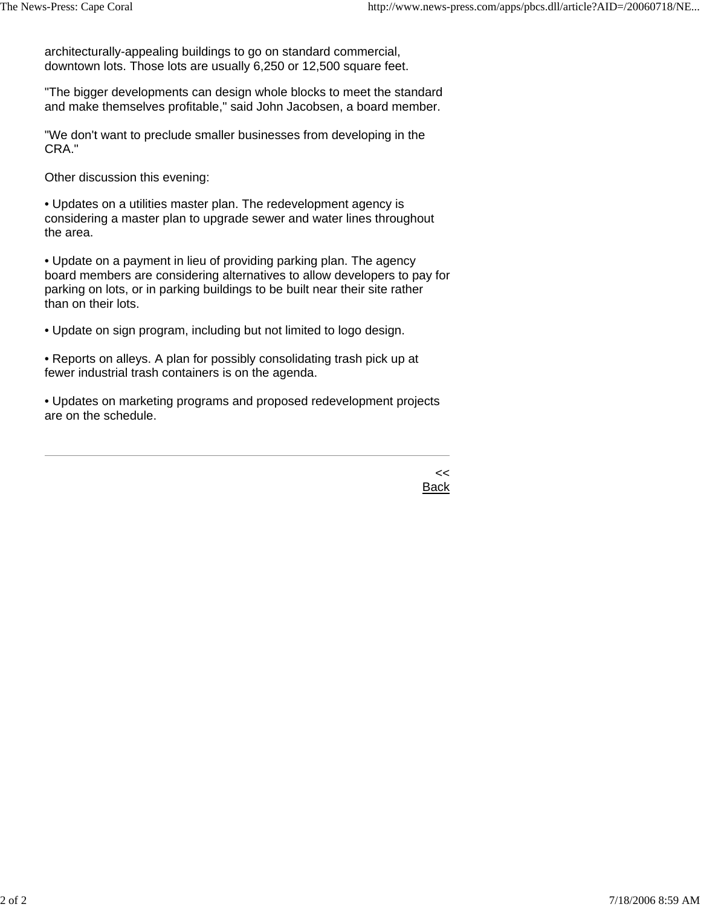architecturally-appealing buildings to go on standard commercial, downtown lots. Those lots are usually 6,250 or 12,500 square feet.

"The bigger developments can design whole blocks to meet the standard and make themselves profitable," said John Jacobsen, a board member.

"We don't want to preclude smaller businesses from developing in the CRA."

Other discussion this evening:

• Updates on a utilities master plan. The redevelopment agency is considering a master plan to upgrade sewer and water lines throughout the area.

• Update on a payment in lieu of providing parking plan. The agency board members are considering alternatives to allow developers to pay for parking on lots, or in parking buildings to be built near their site rather than on their lots.

• Update on sign program, including but not limited to logo design.

• Reports on alleys. A plan for possibly consolidating trash pick up at fewer industrial trash containers is on the agenda.

• Updates on marketing programs and proposed redevelopment projects are on the schedule.

---

<< Back